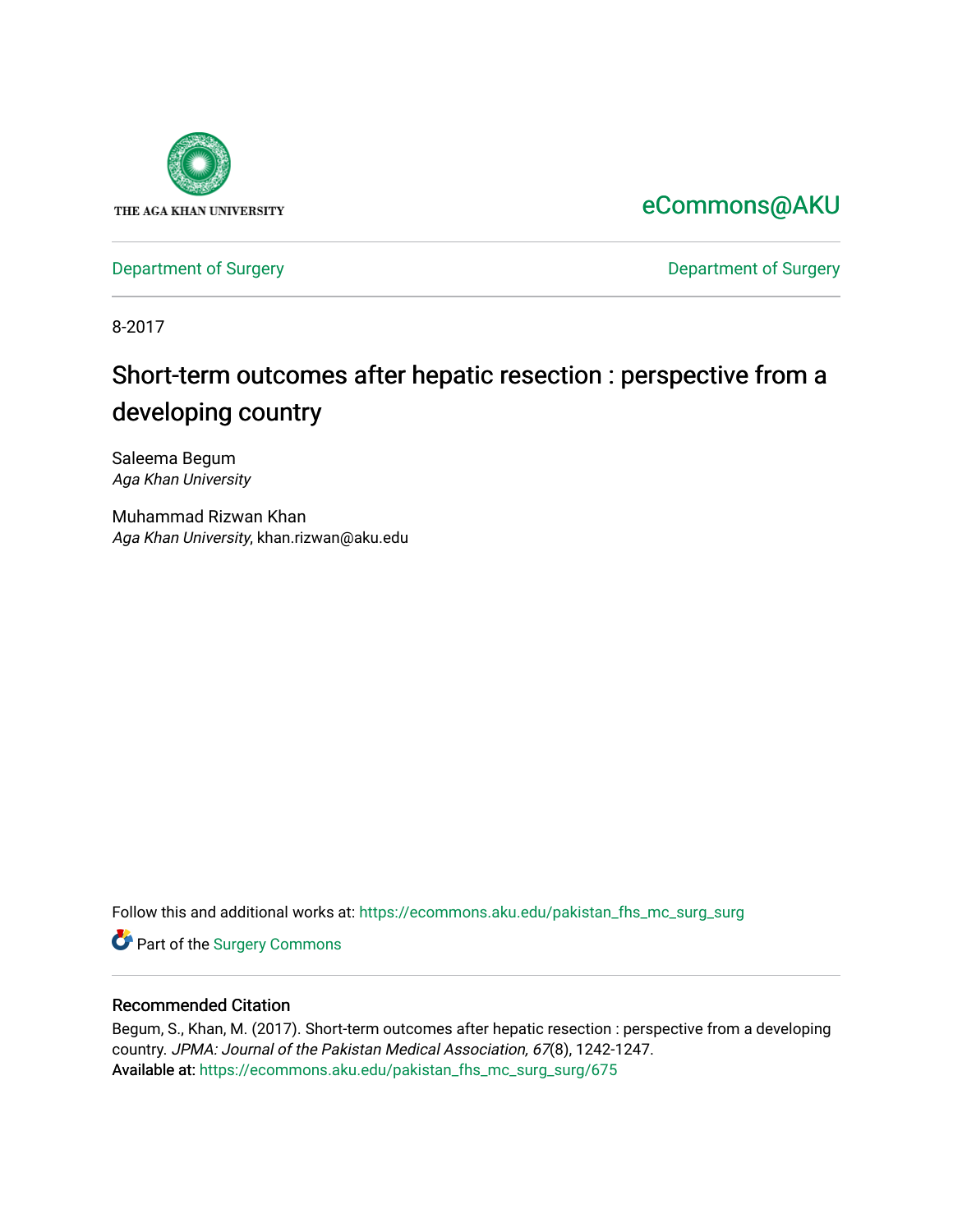THE AGA KHAN UNIVERSITY

eCommons@AKU

Department of Surgery | Department of Surgery

8-2017

# Short-term outcomes after hepatic resection : perspective from a developing country

Saleema Begum
*Aga Khan University*

Muhammad Rizwan Khan
*Aga Khan University*, khan.rizwan@aku.edu

Follow this and additional works at: https://ecommons.aku.edu/pakistan_fhs_mc_surg_surg

Part of the Surgery Commons

## Recommended Citation

Begum, S., Khan, M. (2017). Short-term outcomes after hepatic resection : perspective from a developing country. *JPMA: Journal of the Pakistan Medical Association, 67*(8), 1242-1247.
Available at: https://ecommons.aku.edu/pakistan_fhs_mc_surg_surg/675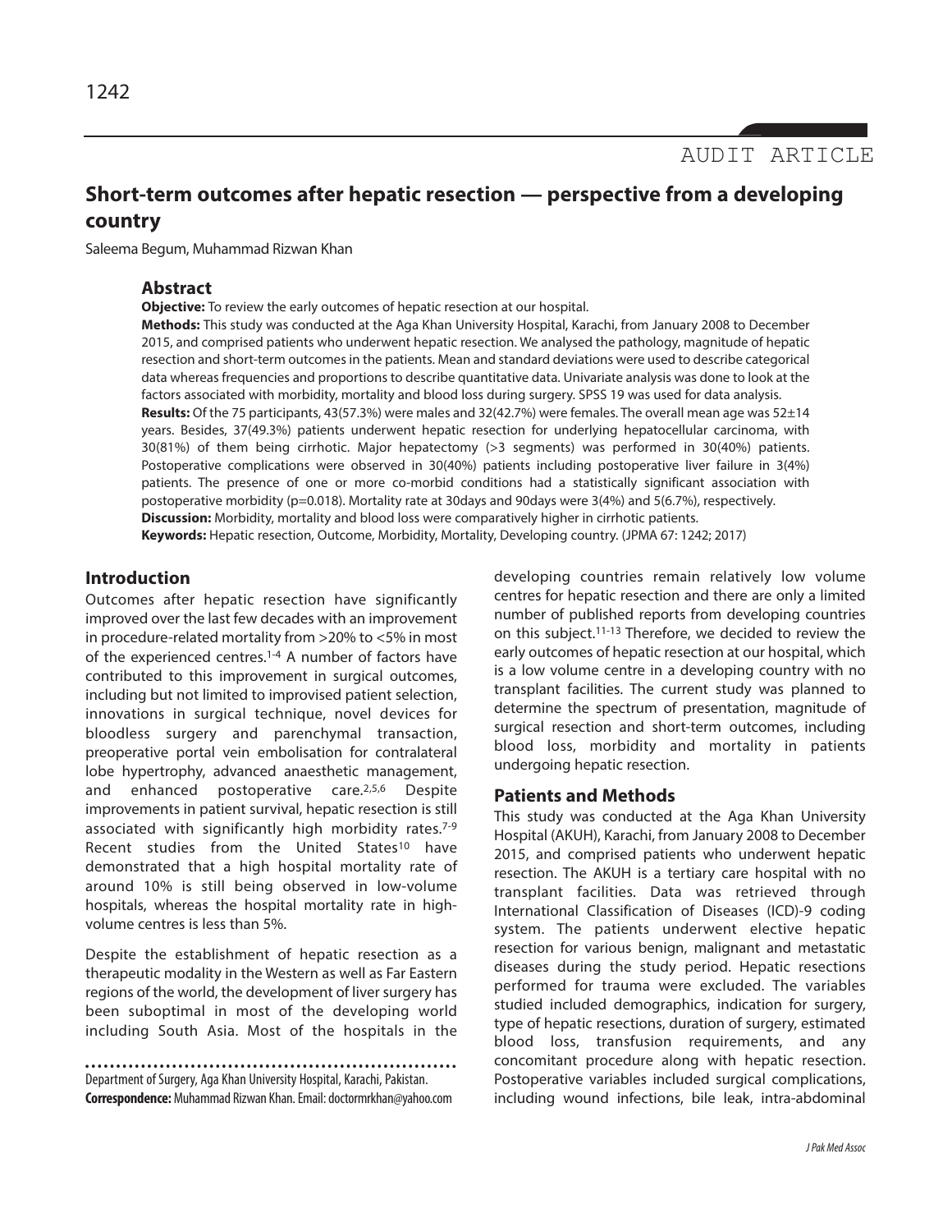AUDIT ARTICLE

# Short-term outcomes after hepatic resection — perspective from a developing country

Saleema Begum, Muhammad Rizwan Khan

## Abstract

**Objective:** To review the early outcomes of hepatic resection at our hospital.

**Methods:** This study was conducted at the Aga Khan University Hospital, Karachi, from January 2008 to December 2015, and comprised patients who underwent hepatic resection. We analysed the pathology, magnitude of hepatic resection and short-term outcomes in the patients. Mean and standard deviations were used to describe categorical data whereas frequencies and proportions to describe quantitative data. Univariate analysis was done to look at the factors associated with morbidity, mortality and blood loss during surgery. SPSS 19 was used for data analysis.

**Results:** Of the 75 participants, 43(57.3%) were males and 32(42.7%) were females. The overall mean age was 52±14 years. Besides, 37(49.3%) patients underwent hepatic resection for underlying hepatocellular carcinoma, with 30(81%) of them being cirrhotic. Major hepatectomy (>3 segments) was performed in 30(40%) patients. Postoperative complications were observed in 30(40%) patients including postoperative liver failure in 3(4%) patients. The presence of one or more co-morbid conditions had a statistically significant association with postoperative morbidity (p=0.018). Mortality rate at 30days and 90days were 3(4%) and 5(6.7%), respectively.

**Discussion:** Morbidity, mortality and blood loss were comparatively higher in cirrhotic patients.

**Keywords:** Hepatic resection, Outcome, Morbidity, Mortality, Developing country. (JPMA 67: 1242; 2017)

## Introduction

Outcomes after hepatic resection have significantly improved over the last few decades with an improvement in procedure-related mortality from >20% to <5% in most of the experienced centres.[1-4] A number of factors have contributed to this improvement in surgical outcomes, including but not limited to improvised patient selection, innovations in surgical technique, novel devices for bloodless surgery and parenchymal transaction, preoperative portal vein embolisation for contralateral lobe hypertrophy, advanced anaesthetic management, and enhanced postoperative care.[2,5,6] Despite improvements in patient survival, hepatic resection is still associated with significantly high morbidity rates.[7-9] Recent studies from the United States[10] have demonstrated that a high hospital mortality rate of around 10% is still being observed in low-volume hospitals, whereas the hospital mortality rate in high-volume centres is less than 5%.

Despite the establishment of hepatic resection as a therapeutic modality in the Western as well as Far Eastern regions of the world, the development of liver surgery has been suboptimal in most of the developing world including South Asia. Most of the hospitals in the developing countries remain relatively low volume centres for hepatic resection and there are only a limited number of published reports from developing countries on this subject.[11-13] Therefore, we decided to review the early outcomes of hepatic resection at our hospital, which is a low volume centre in a developing country with no transplant facilities. The current study was planned to determine the spectrum of presentation, magnitude of surgical resection and short-term outcomes, including blood loss, morbidity and mortality in patients undergoing hepatic resection.

## Patients and Methods

This study was conducted at the Aga Khan University Hospital (AKUH), Karachi, from January 2008 to December 2015, and comprised patients who underwent hepatic resection. The AKUH is a tertiary care hospital with no transplant facilities. Data was retrieved through International Classification of Diseases (ICD)-9 coding system. The patients underwent elective hepatic resection for various benign, malignant and metastatic diseases during the study period. Hepatic resections performed for trauma were excluded. The variables studied included demographics, indication for surgery, type of hepatic resections, duration of surgery, estimated blood loss, transfusion requirements, and any concomitant procedure along with hepatic resection. Postoperative variables included surgical complications, including wound infections, bile leak, intra-abdominal

Department of Surgery, Aga Khan University Hospital, Karachi, Pakistan.

**Correspondence:** Muhammad Rizwan Khan. Email: doctormrkhan@yahoo.com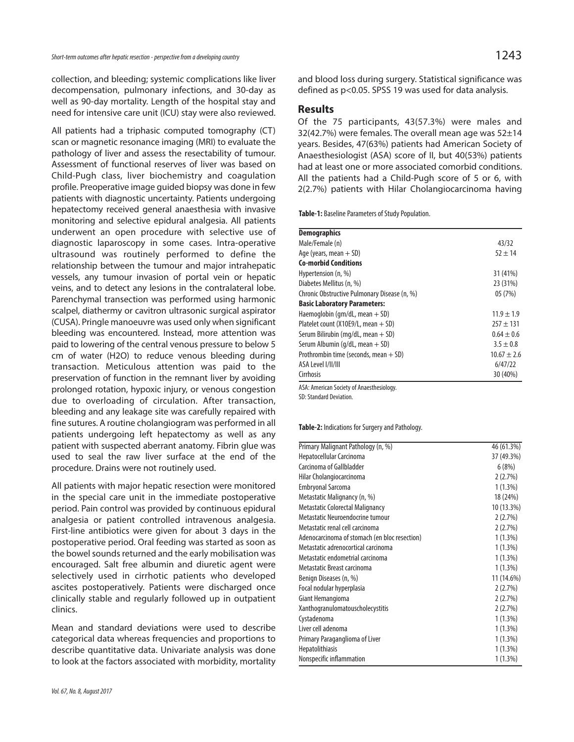collection, and bleeding; systemic complications like liver decompensation, pulmonary infections, and 30-day as well as 90-day mortality. Length of the hospital stay and need for intensive care unit (ICU) stay were also reviewed.

All patients had a triphasic computed tomography (CT) scan or magnetic resonance imaging (MRI) to evaluate the pathology of liver and assess the resectability of tumour. Assessment of functional reserves of liver was based on Child-Pugh class, liver biochemistry and coagulation profile. Preoperative image guided biopsy was done in few patients with diagnostic uncertainty. Patients undergoing hepatectomy received general anaesthesia with invasive monitoring and selective epidural analgesia. All patients underwent an open procedure with selective use of diagnostic laparoscopy in some cases. Intra-operative ultrasound was routinely performed to define the relationship between the tumour and major intrahepatic vessels, any tumour invasion of portal vein or hepatic veins, and to detect any lesions in the contralateral lobe. Parenchymal transection was performed using harmonic scalpel, diathermy or cavitron ultrasonic surgical aspirator (CUSA). Pringle manoeuvre was used only when significant bleeding was encountered. Instead, more attention was paid to lowering of the central venous pressure to below 5 cm of water ($H_2O$) to reduce venous bleeding during transaction. Meticulous attention was paid to the preservation of function in the remnant liver by avoiding prolonged rotation, hypoxic injury, or venous congestion due to overloading of circulation. After transaction, bleeding and any leakage site was carefully repaired with fine sutures. A routine cholangiogram was performed in all patients undergoing left hepatectomy as well as any patient with suspected aberrant anatomy. Fibrin glue was used to seal the raw liver surface at the end of the procedure. Drains were not routinely used.

All patients with major hepatic resection were monitored in the special care unit in the immediate postoperative period. Pain control was provided by continuous epidural analgesia or patient controlled intravenous analgesia. First-line antibiotics were given for about 3 days in the postoperative period. Oral feeding was started as soon as the bowel sounds returned and the early mobilisation was encouraged. Salt free albumin and diuretic agent were selectively used in cirrhotic patients who developed ascites postoperatively. Patients were discharged once clinically stable and regularly followed up in outpatient clinics.

Mean and standard deviations were used to describe categorical data whereas frequencies and proportions to describe quantitative data. Univariate analysis was done to look at the factors associated with morbidity, mortality and blood loss during surgery. Statistical significance was defined as $p<0.05$. SPSS 19 was used for data analysis.

## Results

Of the 75 participants, 43(57.3%) were males and 32(42.7%) were females. The overall mean age was 52±14 years. Besides, 47(63%) patients had American Society of Anaesthesiologist (ASA) score of II, but 40(53%) patients had at least one or more associated comorbid conditions. All the patients had a Child-Pugh score of 5 or 6, with 2(2.7%) patients with Hilar Cholangiocarcinoma having

**Table-1:** Baseline Parameters of Study Population.

| **Demographics** | |
|---|---|
| Male/Female (n) | 43/32 |
| Age (years, mean + SD) | 52 ± 14 |
| **Co-morbid Conditions** | |
| Hypertension (n, %) | 31 (41%) |
| Diabetes Mellitus (n, %) | 23 (31%) |
| Chronic Obstructive Pulmonary Disease (n, %) | 05 (7%) |
| **Basic Laboratory Parameters:** | |
| Haemoglobin (gm/dL, mean + SD) | 11.9 ± 1.9 |
| Platelet count (X10E9/L, mean + SD) | 257 ± 131 |
| Serum Bilirubin (mg/dL, mean + SD) | 0.64 ± 0.6 |
| Serum Albumin (g/dL, mean + SD) | 3.5 ± 0.8 |
| Prothrombin time (seconds, mean + SD) | 10.67 ± 2.6 |
| ASA Level I/II/III | 6/47/22 |
| Cirrhosis | 30 (40%) |

ASA: American Society of Anaesthesiology.
SD: Standard Deviation.

**Table-2:** Indications for Surgery and Pathology.

| | |
|---|---|
| Primary Malignant Pathology (n, %) | 46 (61.3%) |
| Hepatocellular Carcinoma | 37 (49.3%) |
| Carcinoma of Gallbladder | 6 (8%) |
| Hilar Cholangiocarcinoma | 2 (2.7%) |
| Embryonal Sarcoma | 1 (1.3%) |
| Metastatic Malignancy (n, %) | 18 (24%) |
| Metastatic Colorectal Malignancy | 10 (13.3%) |
| Metastatic Neuroendocrine tumour | 2 (2.7%) |
| Metastatic renal cell carcinoma | 2 (2.7%) |
| Adenocarcinoma of stomach (en bloc resection) | 1 (1.3%) |
| Metastatic adrenocortical carcinoma | 1 (1.3%) |
| Metastatic endometrial carcinoma | 1 (1.3%) |
| Metastatic Breast carcinoma | 1 (1.3%) |
| Benign Diseases (n, %) | 11 (14.6%) |
| Focal nodular hyperplasia | 2 (2.7%) |
| Giant Hemangioma | 2 (2.7%) |
| Xanthogranulomatouscholecystitis | 2 (2.7%) |
| Cystadenoma | 1 (1.3%) |
| Liver cell adenoma | 1 (1.3%) |
| Primary Paraganglioma of Liver | 1 (1.3%) |
| Hepatolithiasis | 1 (1.3%) |
| Nonspecific inflammation | 1 (1.3%) |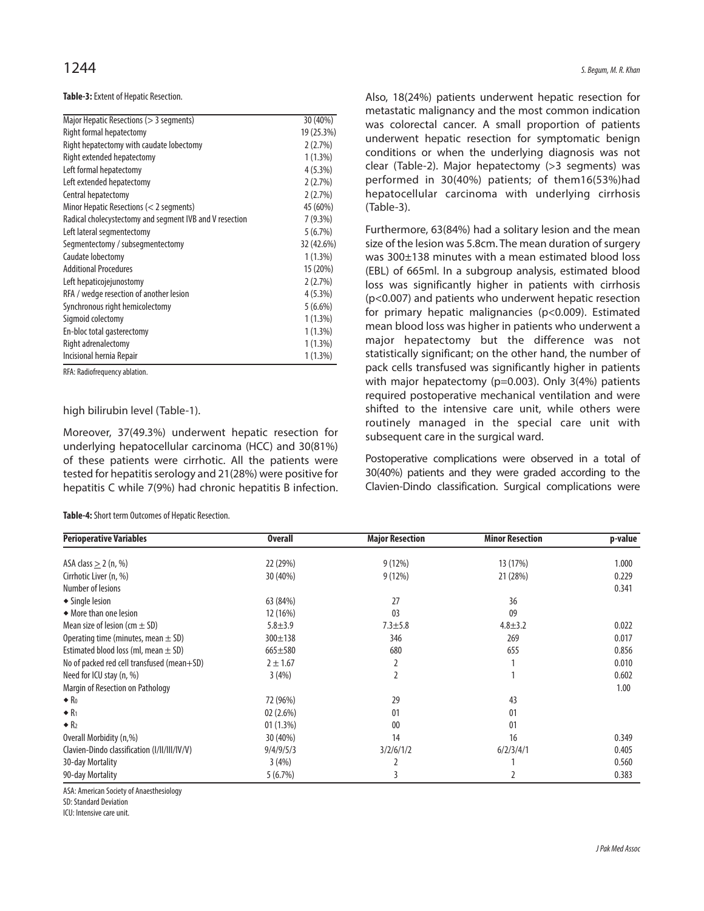**Table-3:** Extent of Hepatic Resection.

| | |
|---|---|
| Major Hepatic Resections (> 3 segments) | 30 (40%) |
| Right formal hepatectomy | 19 (25.3%) |
| Right hepatectomy with caudate lobectomy | 2 (2.7%) |
| Right extended hepatectomy | 1 (1.3%) |
| Left formal hepatectomy | 4 (5.3%) |
| Left extended hepatectomy | 2 (2.7%) |
| Central hepatectomy | 2 (2.7%) |
| Minor Hepatic Resections (< 2 segments) | 45 (60%) |
| Radical cholecystectomy and segment IVB and V resection | 7 (9.3%) |
| Left lateral segmentectomy | 5 (6.7%) |
| Segmentectomy / subsegmentectomy | 32 (42.6%) |
| Caudate lobectomy | 1 (1.3%) |
| Additional Procedures | 15 (20%) |
| Left hepaticojejunostomy | 2 (2.7%) |
| RFA / wedge resection of another lesion | 4 (5.3%) |
| Synchronous right hemicolectomy | 5 (6.6%) |
| Sigmoid colectomy | 1 (1.3%) |
| En-bloc total gasterectomy | 1 (1.3%) |
| Right adrenalectomy | 1 (1.3%) |
| Incisional hernia Repair | 1 (1.3%) |

RFA: Radiofrequency ablation.

high bilirubin level (Table-1).

Moreover, 37(49.3%) underwent hepatic resection for underlying hepatocellular carcinoma (HCC) and 30(81%) of these patients were cirrhotic. All the patients were tested for hepatitis serology and 21(28%) were positive for hepatitis C while 7(9%) had chronic hepatitis B infection. Also, 18(24%) patients underwent hepatic resection for metastatic malignancy and the most common indication was colorectal cancer. A small proportion of patients underwent hepatic resection for symptomatic benign conditions or when the underlying diagnosis was not clear (Table-2). Major hepatectomy (>3 segments) was performed in 30(40%) patients; of them16(53%)had hepatocellular carcinoma with underlying cirrhosis (Table-3).

Furthermore, 63(84%) had a solitary lesion and the mean size of the lesion was 5.8cm. The mean duration of surgery was 300±138 minutes with a mean estimated blood loss (EBL) of 665ml. In a subgroup analysis, estimated blood loss was significantly higher in patients with cirrhosis (p<0.007) and patients who underwent hepatic resection for primary hepatic malignancies (p<0.009). Estimated mean blood loss was higher in patients who underwent a major hepatectomy but the difference was not statistically significant; on the other hand, the number of pack cells transfused was significantly higher in patients with major hepatectomy (p=0.003). Only 3(4%) patients required postoperative mechanical ventilation and were shifted to the intensive care unit, while others were routinely managed in the special care unit with subsequent care in the surgical ward.

Postoperative complications were observed in a total of 30(40%) patients and they were graded according to the Clavien-Dindo classification. Surgical complications were

**Table-4:** Short term Outcomes of Hepatic Resection.

| Perioperative Variables | Overall | Major Resection | Minor Resection | p-value |
|---|---|---|---|---|
| ASA class $\geq$ 2 (n, %) | 22 (29%) | 9 (12%) | 13 (17%) | 1.000 |
| Cirrhotic Liver (n, %) | 30 (40%) | 9 (12%) | 21 (28%) | 0.229 |
| Number of lesions | | | | 0.341 |
| ◆ Single lesion | 63 (84%) | 27 | 36 | |
| ◆ More than one lesion | 12 (16%) | 03 | 09 | |
| Mean size of lesion (cm ± SD) | 5.8±3.9 | 7.3±5.8 | 4.8±3.2 | 0.022 |
| Operating time (minutes, mean ± SD) | 300±138 | 346 | 269 | 0.017 |
| Estimated blood loss (ml, mean ± SD) | 665±580 | 680 | 655 | 0.856 |
| No of packed red cell transfused (mean+SD) | 2 ± 1.67 | 2 | 1 | 0.010 |
| Need for ICU stay (n, %) | 3 (4%) | 2 | 1 | 0.602 |
| Margin of Resection on Pathology | | | | 1.00 |
| ◆ $R_0$ | 72 (96%) | 29 | 43 | |
| ◆ $R_1$ | 02 (2.6%) | 01 | 01 | |
| ◆ $R_2$ | 01 (1.3%) | 00 | 01 | |
| Overall Morbidity (n,%) | 30 (40%) | 14 | 16 | 0.349 |
| Clavien-Dindo classification (I/II/III/IV/V) | 9/4/9/5/3 | 3/2/6/1/2 | 6/2/3/4/1 | 0.405 |
| 30-day Mortality | 3 (4%) | 2 | 1 | 0.560 |
| 90-day Mortality | 5 (6.7%) | 3 | 2 | 0.383 |

ASA: American Society of Anaesthesiology
SD: Standard Deviation
ICU: Intensive care unit.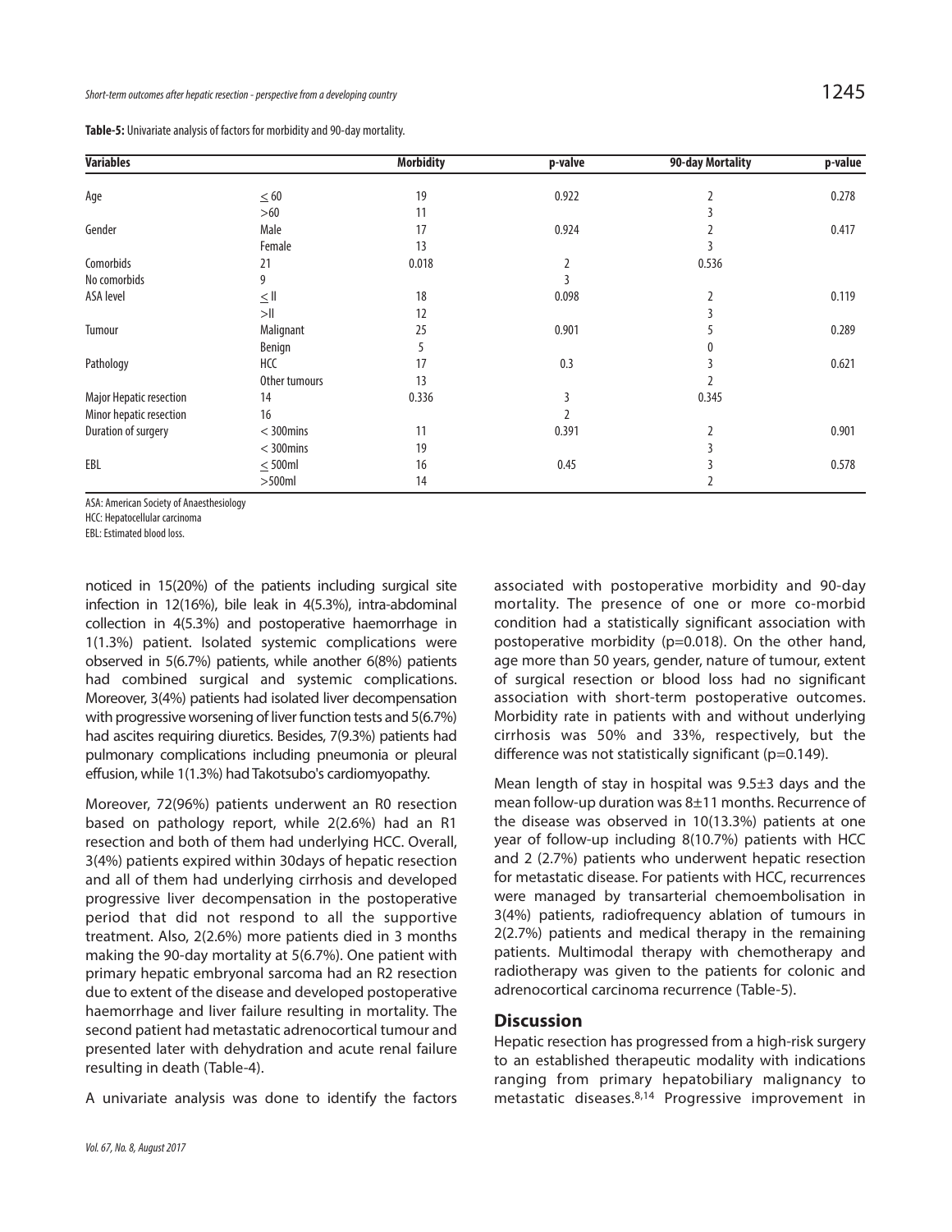**Table-5:** Univariate analysis of factors for morbidity and 90-day mortality.

| Variables | | Morbidity | p-valve | 90-day Mortality | p-value |
|---|---|---|---|---|---|
| Age | ≤ 60 | 19 | 0.922 | 2 | 0.278 |
| | >60 | 11 | | 3 | |
| Gender | Male | 17 | 0.924 | 2 | 0.417 |
| | Female | 13 | | 3 | |
| Comorbids | 21 | 0.018 | 2 | 0.536 | |
| No comorbids | 9 | | 3 | | |
| ASA level | ≤ II | 18 | 0.098 | 2 | 0.119 |
| | >II | 12 | | 3 | |
| Tumour | Malignant | 25 | 0.901 | 5 | 0.289 |
| | Benign | 5 | | 0 | |
| Pathology | HCC | 17 | 0.3 | 3 | 0.621 |
| | Other tumours | 13 | | 2 | |
| Major Hepatic resection | 14 | 0.336 | 3 | 0.345 | |
| Minor hepatic resection | 16 | | 2 | | |
| Duration of surgery | < 300mins | 11 | 0.391 | 2 | 0.901 |
| | < 300mins | 19 | | 3 | |
| EBL | ≤ 500ml | 16 | 0.45 | 3 | 0.578 |
| | >500ml | 14 | | 2 | |

ASA: American Society of Anaesthesiology

HCC: Hepatocellular carcinoma

EBL: Estimated blood loss.

noticed in 15(20%) of the patients including surgical site infection in 12(16%), bile leak in 4(5.3%), intra-abdominal collection in 4(5.3%) and postoperative haemorrhage in 1(1.3%) patient. Isolated systemic complications were observed in 5(6.7%) patients, while another 6(8%) patients had combined surgical and systemic complications. Moreover, 3(4%) patients had isolated liver decompensation with progressive worsening of liver function tests and 5(6.7%) had ascites requiring diuretics. Besides, 7(9.3%) patients had pulmonary complications including pneumonia or pleural effusion, while 1(1.3%) had Takotsubo's cardiomyopathy.

Moreover, 72(96%) patients underwent an R0 resection based on pathology report, while 2(2.6%) had an R1 resection and both of them had underlying HCC. Overall, 3(4%) patients expired within 30days of hepatic resection and all of them had underlying cirrhosis and developed progressive liver decompensation in the postoperative period that did not respond to all the supportive treatment. Also, 2(2.6%) more patients died in 3 months making the 90-day mortality at 5(6.7%). One patient with primary hepatic embryonal sarcoma had an R2 resection due to extent of the disease and developed postoperative haemorrhage and liver failure resulting in mortality. The second patient had metastatic adrenocortical tumour and presented later with dehydration and acute renal failure resulting in death (Table-4).

A univariate analysis was done to identify the factors associated with postoperative morbidity and 90-day mortality. The presence of one or more co-morbid condition had a statistically significant association with postoperative morbidity (p=0.018). On the other hand, age more than 50 years, gender, nature of tumour, extent of surgical resection or blood loss had no significant association with short-term postoperative outcomes. Morbidity rate in patients with and without underlying cirrhosis was 50% and 33%, respectively, but the difference was not statistically significant (p=0.149).

Mean length of stay in hospital was 9.5±3 days and the mean follow-up duration was 8±11 months. Recurrence of the disease was observed in 10(13.3%) patients at one year of follow-up including 8(10.7%) patients with HCC and 2 (2.7%) patients who underwent hepatic resection for metastatic disease. For patients with HCC, recurrences were managed by transarterial chemoembolisation in 3(4%) patients, radiofrequency ablation of tumours in 2(2.7%) patients and medical therapy in the remaining patients. Multimodal therapy with chemotherapy and radiotherapy was given to the patients for colonic and adrenocortical carcinoma recurrence (Table-5).

## Discussion

Hepatic resection has progressed from a high-risk surgery to an established therapeutic modality with indications ranging from primary hepatobiliary malignancy to metastatic diseases.[8,14] Progressive improvement in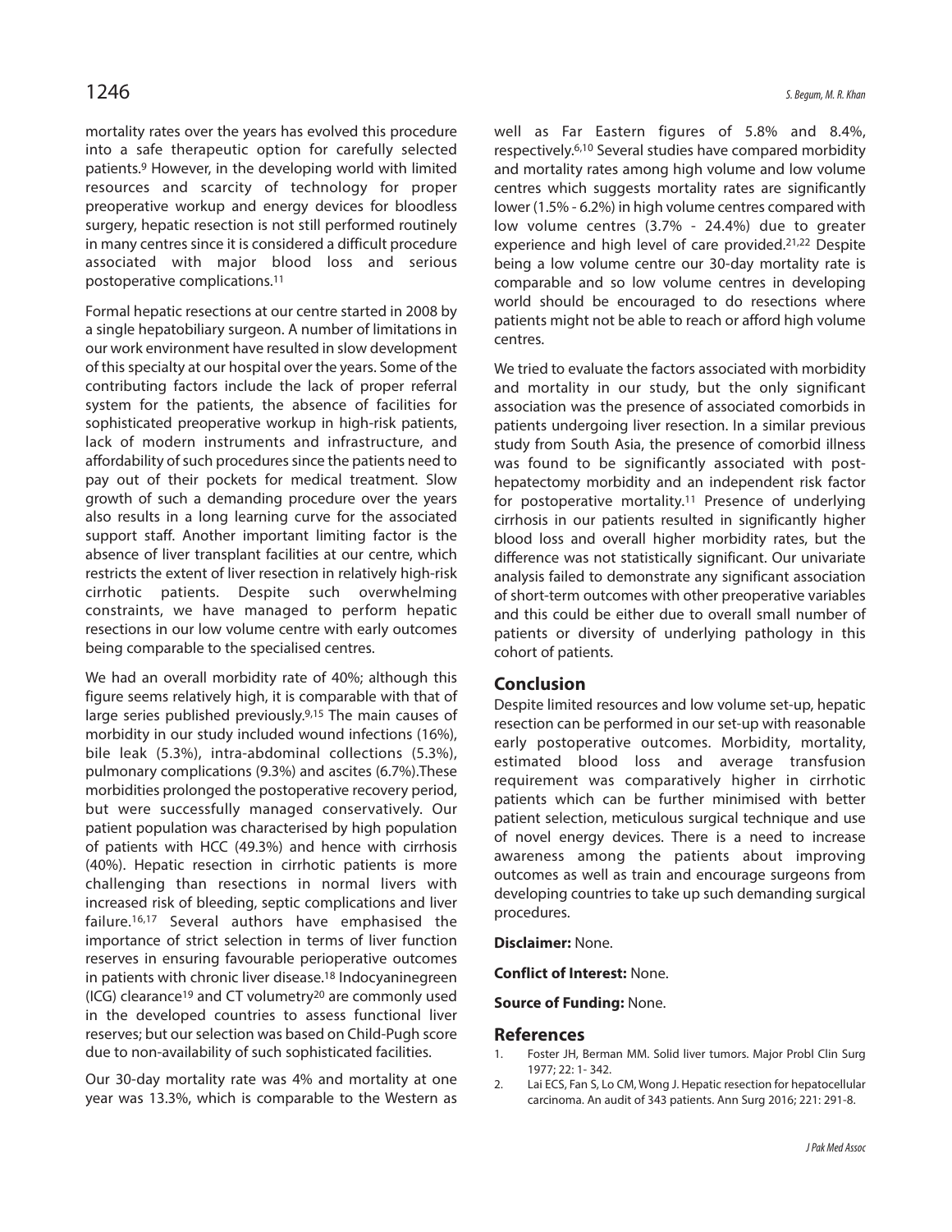mortality rates over the years has evolved this procedure into a safe therapeutic option for carefully selected patients.[9] However, in the developing world with limited resources and scarcity of technology for proper preoperative workup and energy devices for bloodless surgery, hepatic resection is not still performed routinely in many centres since it is considered a difficult procedure associated with major blood loss and serious postoperative complications.[11]

Formal hepatic resections at our centre started in 2008 by a single hepatobiliary surgeon. A number of limitations in our work environment have resulted in slow development of this specialty at our hospital over the years. Some of the contributing factors include the lack of proper referral system for the patients, the absence of facilities for sophisticated preoperative workup in high-risk patients, lack of modern instruments and infrastructure, and affordability of such procedures since the patients need to pay out of their pockets for medical treatment. Slow growth of such a demanding procedure over the years also results in a long learning curve for the associated support staff. Another important limiting factor is the absence of liver transplant facilities at our centre, which restricts the extent of liver resection in relatively high-risk cirrhotic patients. Despite such overwhelming constraints, we have managed to perform hepatic resections in our low volume centre with early outcomes being comparable to the specialised centres.

We had an overall morbidity rate of 40%; although this figure seems relatively high, it is comparable with that of large series published previously.[9,15] The main causes of morbidity in our study included wound infections (16%), bile leak (5.3%), intra-abdominal collections (5.3%), pulmonary complications (9.3%) and ascites (6.7%).These morbidities prolonged the postoperative recovery period, but were successfully managed conservatively. Our patient population was characterised by high population of patients with HCC (49.3%) and hence with cirrhosis (40%). Hepatic resection in cirrhotic patients is more challenging than resections in normal livers with increased risk of bleeding, septic complications and liver failure.[16,17] Several authors have emphasised the importance of strict selection in terms of liver function reserves in ensuring favourable perioperative outcomes in patients with chronic liver disease.[18] Indocyaninegreen (ICG) clearance[19] and CT volumetry[20] are commonly used in the developed countries to assess functional liver reserves; but our selection was based on Child-Pugh score due to non-availability of such sophisticated facilities.

Our 30-day mortality rate was 4% and mortality at one year was 13.3%, which is comparable to the Western as well as Far Eastern figures of 5.8% and 8.4%, respectively.[6,10] Several studies have compared morbidity and mortality rates among high volume and low volume centres which suggests mortality rates are significantly lower (1.5% - 6.2%) in high volume centres compared with low volume centres (3.7% - 24.4%) due to greater experience and high level of care provided.[21,22] Despite being a low volume centre our 30-day mortality rate is comparable and so low volume centres in developing world should be encouraged to do resections where patients might not be able to reach or afford high volume centres.

We tried to evaluate the factors associated with morbidity and mortality in our study, but the only significant association was the presence of associated comorbids in patients undergoing liver resection. In a similar previous study from South Asia, the presence of comorbid illness was found to be significantly associated with post-hepatectomy morbidity and an independent risk factor for postoperative mortality.[11] Presence of underlying cirrhosis in our patients resulted in significantly higher blood loss and overall higher morbidity rates, but the difference was not statistically significant. Our univariate analysis failed to demonstrate any significant association of short-term outcomes with other preoperative variables and this could be either due to overall small number of patients or diversity of underlying pathology in this cohort of patients.

## Conclusion

Despite limited resources and low volume set-up, hepatic resection can be performed in our set-up with reasonable early postoperative outcomes. Morbidity, mortality, estimated blood loss and average transfusion requirement was comparatively higher in cirrhotic patients which can be further minimised with better patient selection, meticulous surgical technique and use of novel energy devices. There is a need to increase awareness among the patients about improving outcomes as well as train and encourage surgeons from developing countries to take up such demanding surgical procedures.

**Disclaimer:** None.

**Conflict of Interest:** None.

**Source of Funding:** None.

## References

1. Foster JH, Berman MM. Solid liver tumors. Major Probl Clin Surg 1977; 22: 1- 342.
2. Lai ECS, Fan S, Lo CM, Wong J. Hepatic resection for hepatocellular carcinoma. An audit of 343 patients. Ann Surg 2016; 221: 291-8.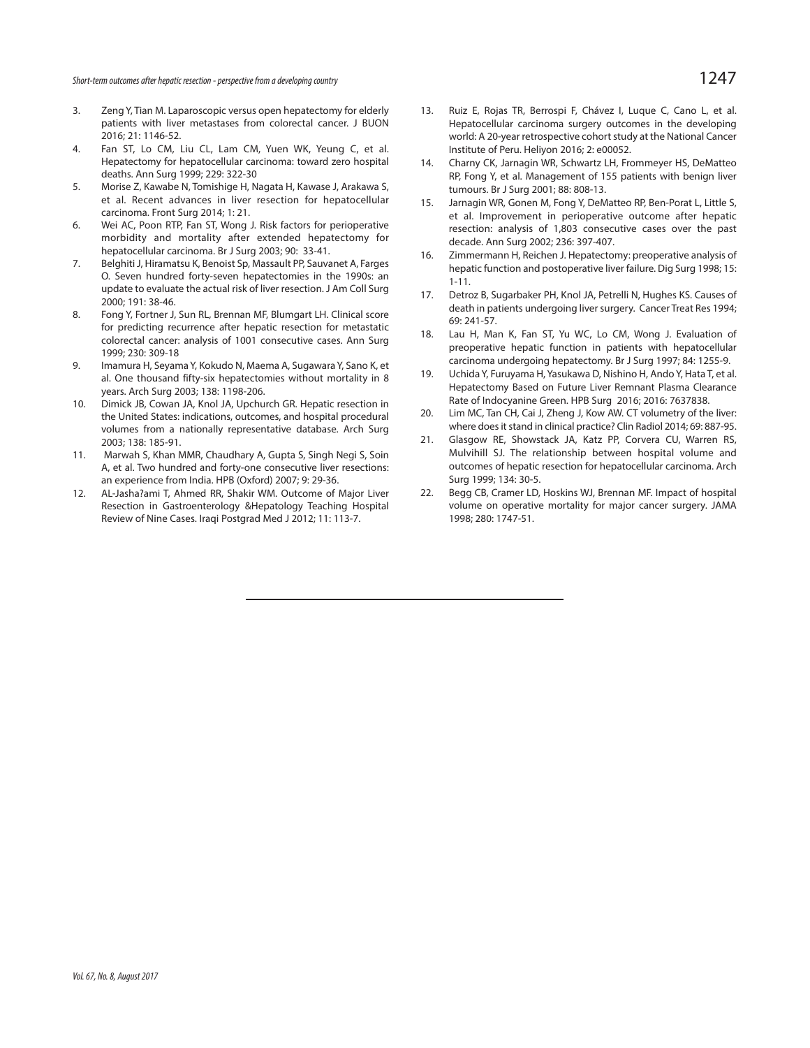3. Zeng Y, Tian M. Laparoscopic versus open hepatectomy for elderly patients with liver metastases from colorectal cancer. J BUON 2016; 21: 1146-52.
4. Fan ST, Lo CM, Liu CL, Lam CM, Yuen WK, Yeung C, et al. Hepatectomy for hepatocellular carcinoma: toward zero hospital deaths. Ann Surg 1999; 229: 322-30
5. Morise Z, Kawabe N, Tomishige H, Nagata H, Kawase J, Arakawa S, et al. Recent advances in liver resection for hepatocellular carcinoma. Front Surg 2014; 1: 21.
6. Wei AC, Poon RTP, Fan ST, Wong J. Risk factors for perioperative morbidity and mortality after extended hepatectomy for hepatocellular carcinoma. Br J Surg 2003; 90: 33-41.
7. Belghiti J, Hiramatsu K, Benoist Sp, Massault PP, Sauvanet A, Farges O. Seven hundred forty-seven hepatectomies in the 1990s: an update to evaluate the actual risk of liver resection. J Am Coll Surg 2000; 191: 38-46.
8. Fong Y, Fortner J, Sun RL, Brennan MF, Blumgart LH. Clinical score for predicting recurrence after hepatic resection for metastatic colorectal cancer: analysis of 1001 consecutive cases. Ann Surg 1999; 230: 309-18
9. Imamura H, Seyama Y, Kokudo N, Maema A, Sugawara Y, Sano K, et al. One thousand fifty-six hepatectomies without mortality in 8 years. Arch Surg 2003; 138: 1198-206.
10. Dimick JB, Cowan JA, Knol JA, Upchurch GR. Hepatic resection in the United States: indications, outcomes, and hospital procedural volumes from a nationally representative database. Arch Surg 2003; 138: 185-91.
11. Marwah S, Khan MMR, Chaudhary A, Gupta S, Singh Negi S, Soin A, et al. Two hundred and forty-one consecutive liver resections: an experience from India. HPB (Oxford) 2007; 9: 29-36.
12. AL-Jasha?ami T, Ahmed RR, Shakir WM. Outcome of Major Liver Resection in Gastroenterology &Hepatology Teaching Hospital Review of Nine Cases. Iraqi Postgrad Med J 2012; 11: 113-7.
13. Ruiz E, Rojas TR, Berrospi F, Chávez I, Luque C, Cano L, et al. Hepatocellular carcinoma surgery outcomes in the developing world: A 20-year retrospective cohort study at the National Cancer Institute of Peru. Heliyon 2016; 2: e00052.
14. Charny CK, Jarnagin WR, Schwartz LH, Frommeyer HS, DeMatteo RP, Fong Y, et al. Management of 155 patients with benign liver tumours. Br J Surg 2001; 88: 808-13.
15. Jarnagin WR, Gonen M, Fong Y, DeMatteo RP, Ben-Porat L, Little S, et al. Improvement in perioperative outcome after hepatic resection: analysis of 1,803 consecutive cases over the past decade. Ann Surg 2002; 236: 397-407.
16. Zimmermann H, Reichen J. Hepatectomy: preoperative analysis of hepatic function and postoperative liver failure. Dig Surg 1998; 15: 1-11.
17. Detroz B, Sugarbaker PH, Knol JA, Petrelli N, Hughes KS. Causes of death in patients undergoing liver surgery. Cancer Treat Res 1994; 69: 241-57.
18. Lau H, Man K, Fan ST, Yu WC, Lo CM, Wong J. Evaluation of preoperative hepatic function in patients with hepatocellular carcinoma undergoing hepatectomy. Br J Surg 1997; 84: 1255-9.
19. Uchida Y, Furuyama H, Yasukawa D, Nishino H, Ando Y, Hata T, et al. Hepatectomy Based on Future Liver Remnant Plasma Clearance Rate of Indocyanine Green. HPB Surg 2016; 2016: 7637838.
20. Lim MC, Tan CH, Cai J, Zheng J, Kow AW. CT volumetry of the liver: where does it stand in clinical practice? Clin Radiol 2014; 69: 887-95.
21. Glasgow RE, Showstack JA, Katz PP, Corvera CU, Warren RS, Mulvihill SJ. The relationship between hospital volume and outcomes of hepatic resection for hepatocellular carcinoma. Arch Surg 1999; 134: 30-5.
22. Begg CB, Cramer LD, Hoskins WJ, Brennan MF. Impact of hospital volume on operative mortality for major cancer surgery. JAMA 1998; 280: 1747-51.